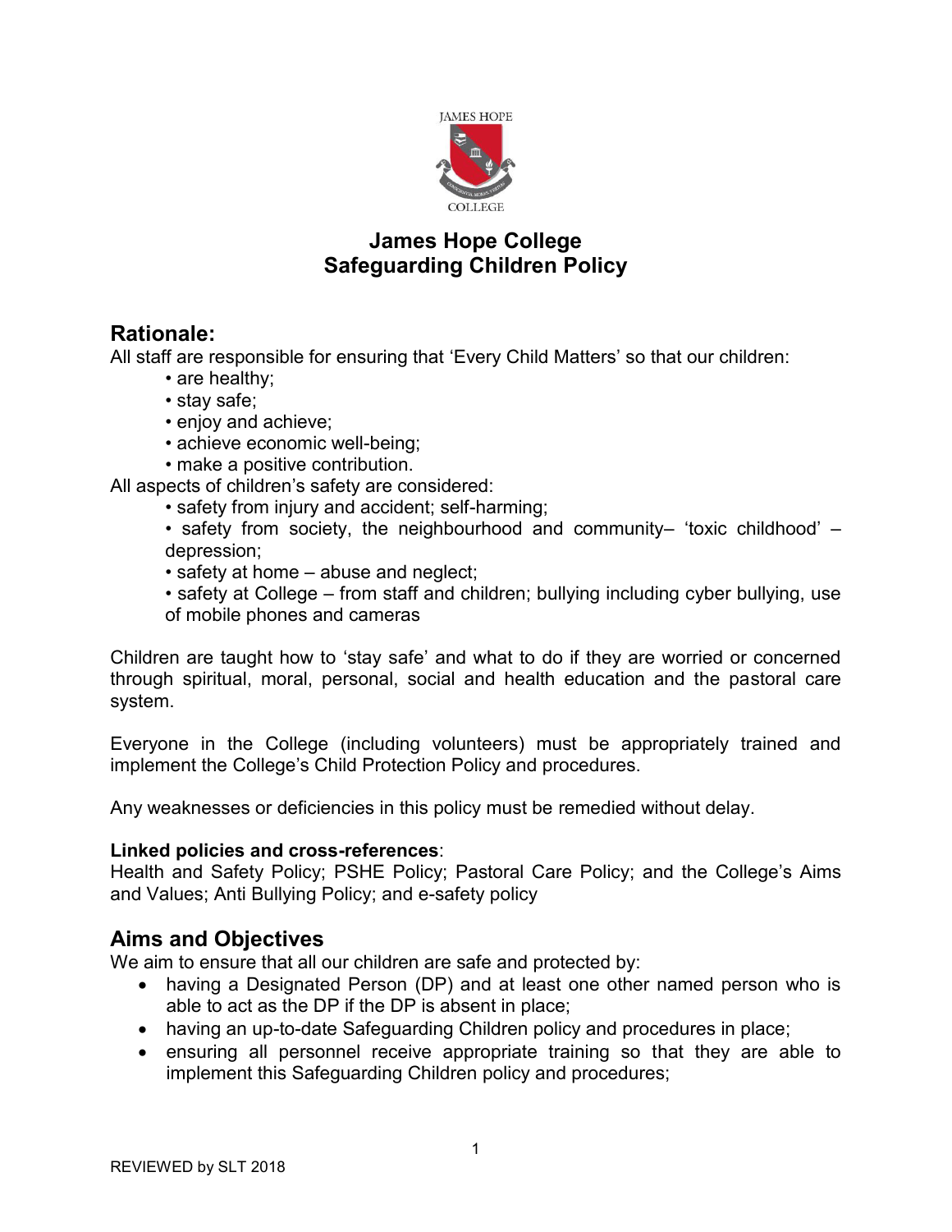# James Hope College
# Safeguarding Children Policy

## Rationale:

All staff are responsible for ensuring that 'Every Child Matters' so that our children:

- are healthy;
- stay safe;
- enjoy and achieve;
- achieve economic well-being;
- make a positive contribution.

All aspects of children's safety are considered:

- safety from injury and accident; self-harming;
- safety from society, the neighbourhood and community– 'toxic childhood' – depression;
- safety at home – abuse and neglect;
- safety at College – from staff and children; bullying including cyber bullying, use of mobile phones and cameras

Children are taught how to 'stay safe' and what to do if they are worried or concerned through spiritual, moral, personal, social and health education and the pastoral care system.

Everyone in the College (including volunteers) must be appropriately trained and implement the College's Child Protection Policy and procedures.

Any weaknesses or deficiencies in this policy must be remedied without delay.

**Linked policies and cross-references**:
Health and Safety Policy; PSHE Policy; Pastoral Care Policy; and the College's Aims and Values; Anti Bullying Policy; and e-safety policy

## Aims and Objectives

We aim to ensure that all our children are safe and protected by:

- having a Designated Person (DP) and at least one other named person who is able to act as the DP if the DP is absent in place;
- having an up-to-date Safeguarding Children policy and procedures in place;
- ensuring all personnel receive appropriate training so that they are able to implement this Safeguarding Children policy and procedures;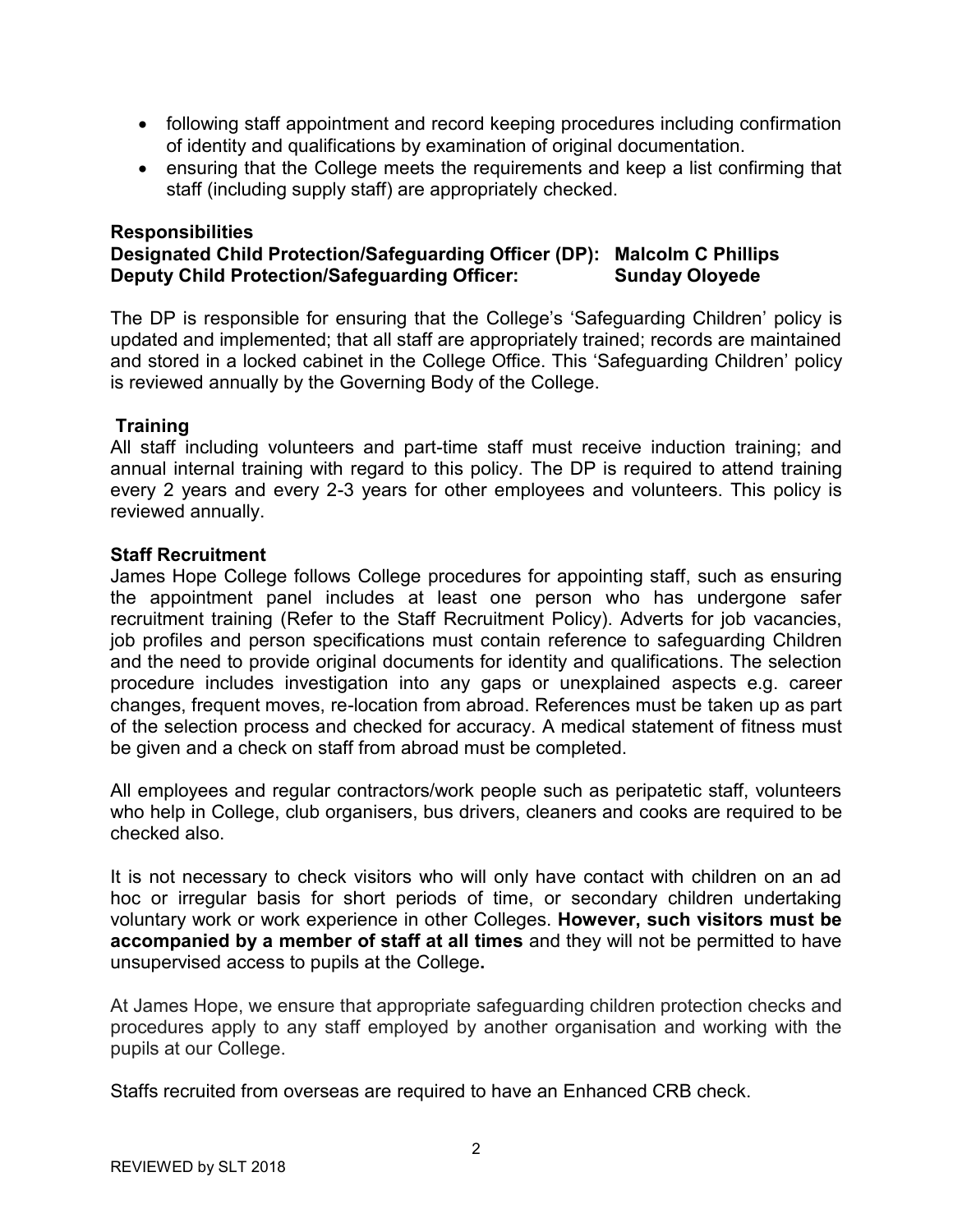- following staff appointment and record keeping procedures including confirmation of identity and qualifications by examination of original documentation.
- ensuring that the College meets the requirements and keep a list confirming that staff (including supply staff) are appropriately checked.

**Responsibilities**

**Designated Child Protection/Safeguarding Officer (DP): Malcolm C Phillips**
**Deputy Child Protection/Safeguarding Officer: Sunday Oloyede**

The DP is responsible for ensuring that the College's 'Safeguarding Children' policy is updated and implemented; that all staff are appropriately trained; records are maintained and stored in a locked cabinet in the College Office. This 'Safeguarding Children' policy is reviewed annually by the Governing Body of the College.

**Training**

All staff including volunteers and part-time staff must receive induction training; and annual internal training with regard to this policy. The DP is required to attend training every 2 years and every 2-3 years for other employees and volunteers. This policy is reviewed annually.

**Staff Recruitment**

James Hope College follows College procedures for appointing staff, such as ensuring the appointment panel includes at least one person who has undergone safer recruitment training (Refer to the Staff Recruitment Policy). Adverts for job vacancies, job profiles and person specifications must contain reference to safeguarding Children and the need to provide original documents for identity and qualifications. The selection procedure includes investigation into any gaps or unexplained aspects e.g. career changes, frequent moves, re-location from abroad. References must be taken up as part of the selection process and checked for accuracy. A medical statement of fitness must be given and a check on staff from abroad must be completed.

All employees and regular contractors/work people such as peripatetic staff, volunteers who help in College, club organisers, bus drivers, cleaners and cooks are required to be checked also.

It is not necessary to check visitors who will only have contact with children on an ad hoc or irregular basis for short periods of time, or secondary children undertaking voluntary work or work experience in other Colleges. **However, such visitors must be accompanied by a member of staff at all times** and they will not be permitted to have unsupervised access to pupils at the College**.**

At James Hope, we ensure that appropriate safeguarding children protection checks and procedures apply to any staff employed by another organisation and working with the pupils at our College.

Staffs recruited from overseas are required to have an Enhanced CRB check.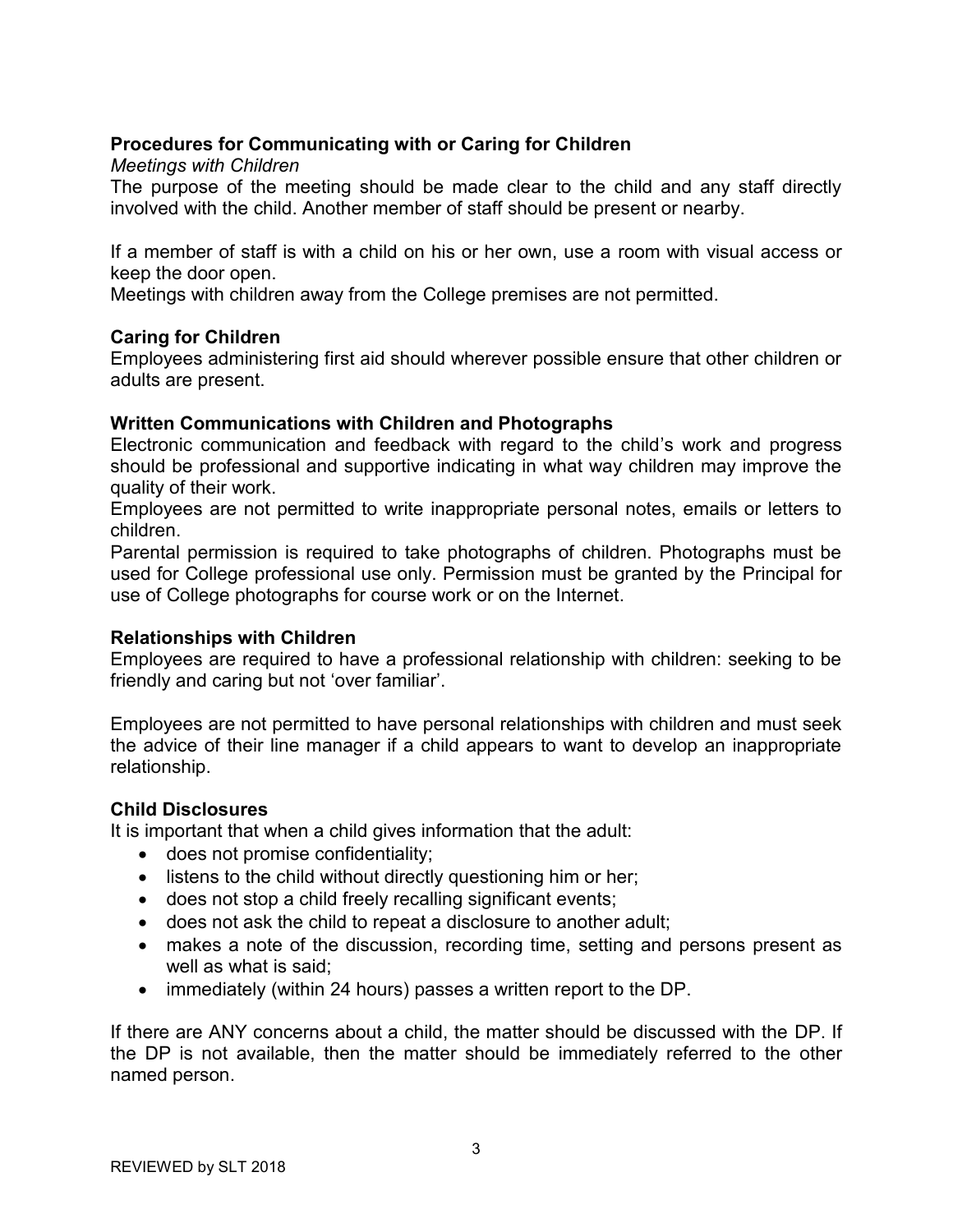## Procedures for Communicating with or Caring for Children

*Meetings with Children*

The purpose of the meeting should be made clear to the child and any staff directly involved with the child. Another member of staff should be present or nearby.

If a member of staff is with a child on his or her own, use a room with visual access or keep the door open.

Meetings with children away from the College premises are not permitted.

## Caring for Children

Employees administering first aid should wherever possible ensure that other children or adults are present.

## Written Communications with Children and Photographs

Electronic communication and feedback with regard to the child's work and progress should be professional and supportive indicating in what way children may improve the quality of their work.

Employees are not permitted to write inappropriate personal notes, emails or letters to children.

Parental permission is required to take photographs of children. Photographs must be used for College professional use only. Permission must be granted by the Principal for use of College photographs for course work or on the Internet.

## Relationships with Children

Employees are required to have a professional relationship with children: seeking to be friendly and caring but not 'over familiar'.

Employees are not permitted to have personal relationships with children and must seek the advice of their line manager if a child appears to want to develop an inappropriate relationship.

## Child Disclosures

It is important that when a child gives information that the adult:

- does not promise confidentiality;
- listens to the child without directly questioning him or her;
- does not stop a child freely recalling significant events;
- does not ask the child to repeat a disclosure to another adult;
- makes a note of the discussion, recording time, setting and persons present as well as what is said;
- immediately (within 24 hours) passes a written report to the DP.

If there are ANY concerns about a child, the matter should be discussed with the DP. If the DP is not available, then the matter should be immediately referred to the other named person.

REVIEWED by SLT 2018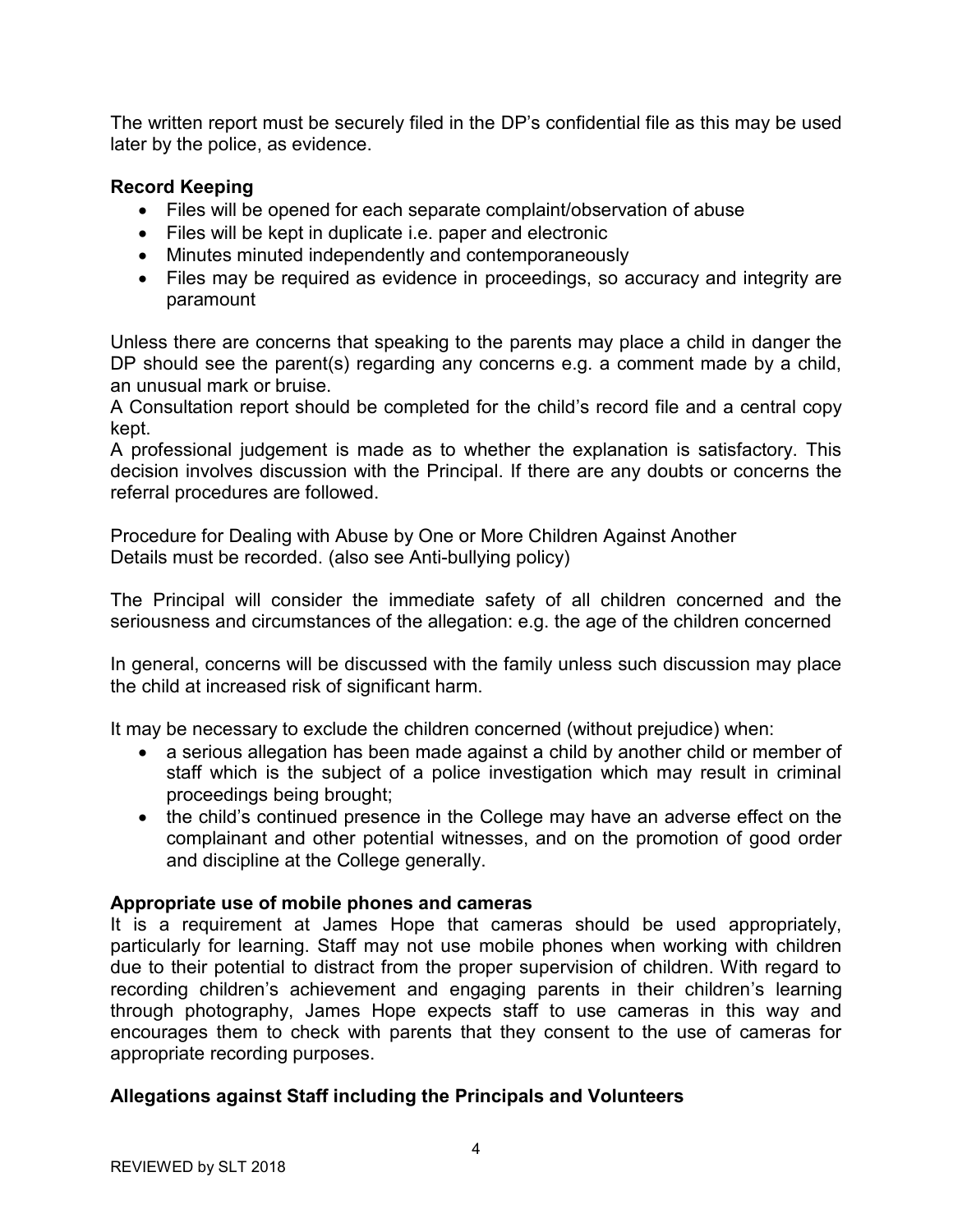The written report must be securely filed in the DP's confidential file as this may be used later by the police, as evidence.

**Record Keeping**

- Files will be opened for each separate complaint/observation of abuse
- Files will be kept in duplicate i.e. paper and electronic
- Minutes minuted independently and contemporaneously
- Files may be required as evidence in proceedings, so accuracy and integrity are paramount

Unless there are concerns that speaking to the parents may place a child in danger the DP should see the parent(s) regarding any concerns e.g. a comment made by a child, an unusual mark or bruise.
A Consultation report should be completed for the child's record file and a central copy kept.
A professional judgement is made as to whether the explanation is satisfactory. This decision involves discussion with the Principal. If there are any doubts or concerns the referral procedures are followed.

Procedure for Dealing with Abuse by One or More Children Against Another
Details must be recorded. (also see Anti-bullying policy)

The Principal will consider the immediate safety of all children concerned and the seriousness and circumstances of the allegation: e.g. the age of the children concerned

In general, concerns will be discussed with the family unless such discussion may place the child at increased risk of significant harm.

It may be necessary to exclude the children concerned (without prejudice) when:

- a serious allegation has been made against a child by another child or member of staff which is the subject of a police investigation which may result in criminal proceedings being brought;
- the child's continued presence in the College may have an adverse effect on the complainant and other potential witnesses, and on the promotion of good order and discipline at the College generally.

**Appropriate use of mobile phones and cameras**

It is a requirement at James Hope that cameras should be used appropriately, particularly for learning. Staff may not use mobile phones when working with children due to their potential to distract from the proper supervision of children. With regard to recording children's achievement and engaging parents in their children's learning through photography, James Hope expects staff to use cameras in this way and encourages them to check with parents that they consent to the use of cameras for appropriate recording purposes.

**Allegations against Staff including the Principals and Volunteers**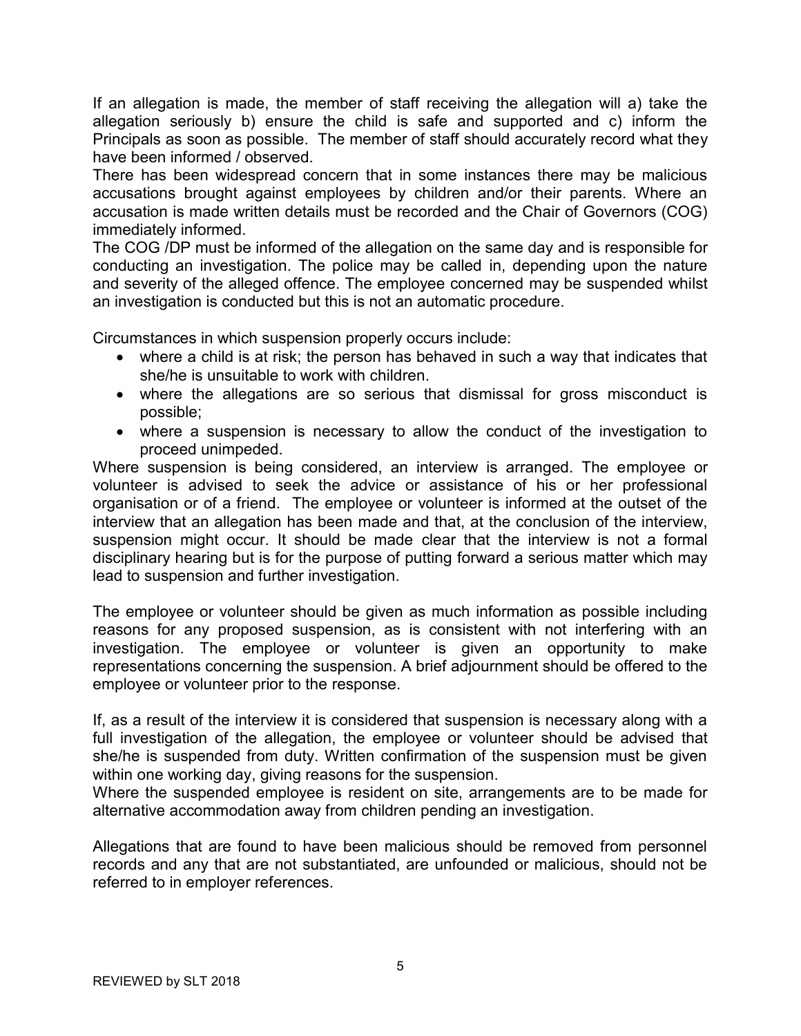If an allegation is made, the member of staff receiving the allegation will a) take the allegation seriously b) ensure the child is safe and supported and c) inform the Principals as soon as possible. The member of staff should accurately record what they have been informed / observed.

There has been widespread concern that in some instances there may be malicious accusations brought against employees by children and/or their parents. Where an accusation is made written details must be recorded and the Chair of Governors (COG) immediately informed.

The COG /DP must be informed of the allegation on the same day and is responsible for conducting an investigation. The police may be called in, depending upon the nature and severity of the alleged offence. The employee concerned may be suspended whilst an investigation is conducted but this is not an automatic procedure.

Circumstances in which suspension properly occurs include:

- where a child is at risk; the person has behaved in such a way that indicates that she/he is unsuitable to work with children.
- where the allegations are so serious that dismissal for gross misconduct is possible;
- where a suspension is necessary to allow the conduct of the investigation to proceed unimpeded.

Where suspension is being considered, an interview is arranged. The employee or volunteer is advised to seek the advice or assistance of his or her professional organisation or of a friend. The employee or volunteer is informed at the outset of the interview that an allegation has been made and that, at the conclusion of the interview, suspension might occur. It should be made clear that the interview is not a formal disciplinary hearing but is for the purpose of putting forward a serious matter which may lead to suspension and further investigation.

The employee or volunteer should be given as much information as possible including reasons for any proposed suspension, as is consistent with not interfering with an investigation. The employee or volunteer is given an opportunity to make representations concerning the suspension. A brief adjournment should be offered to the employee or volunteer prior to the response.

If, as a result of the interview it is considered that suspension is necessary along with a full investigation of the allegation, the employee or volunteer should be advised that she/he is suspended from duty. Written confirmation of the suspension must be given within one working day, giving reasons for the suspension.

Where the suspended employee is resident on site, arrangements are to be made for alternative accommodation away from children pending an investigation.

Allegations that are found to have been malicious should be removed from personnel records and any that are not substantiated, are unfounded or malicious, should not be referred to in employer references.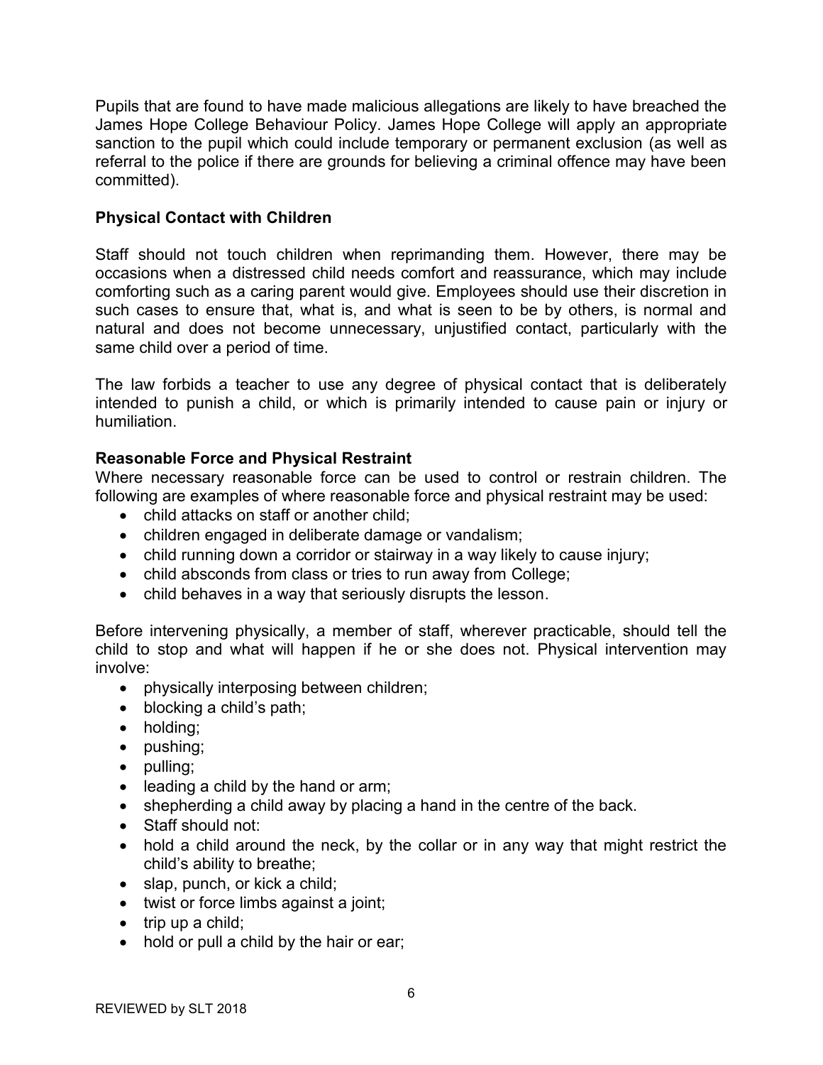Pupils that are found to have made malicious allegations are likely to have breached the James Hope College Behaviour Policy. James Hope College will apply an appropriate sanction to the pupil which could include temporary or permanent exclusion (as well as referral to the police if there are grounds for believing a criminal offence may have been committed).

**Physical Contact with Children**

Staff should not touch children when reprimanding them. However, there may be occasions when a distressed child needs comfort and reassurance, which may include comforting such as a caring parent would give. Employees should use their discretion in such cases to ensure that, what is, and what is seen to be by others, is normal and natural and does not become unnecessary, unjustified contact, particularly with the same child over a period of time.

The law forbids a teacher to use any degree of physical contact that is deliberately intended to punish a child, or which is primarily intended to cause pain or injury or humiliation.

**Reasonable Force and Physical Restraint**

Where necessary reasonable force can be used to control or restrain children. The following are examples of where reasonable force and physical restraint may be used:

- child attacks on staff or another child;
- children engaged in deliberate damage or vandalism;
- child running down a corridor or stairway in a way likely to cause injury;
- child absconds from class or tries to run away from College;
- child behaves in a way that seriously disrupts the lesson.

Before intervening physically, a member of staff, wherever practicable, should tell the child to stop and what will happen if he or she does not. Physical intervention may involve:

- physically interposing between children;
- blocking a child's path;
- holding;
- pushing;
- pulling;
- leading a child by the hand or arm;
- shepherding a child away by placing a hand in the centre of the back.
- Staff should not:
- hold a child around the neck, by the collar or in any way that might restrict the child's ability to breathe;
- slap, punch, or kick a child;
- twist or force limbs against a joint;
- trip up a child;
- hold or pull a child by the hair or ear;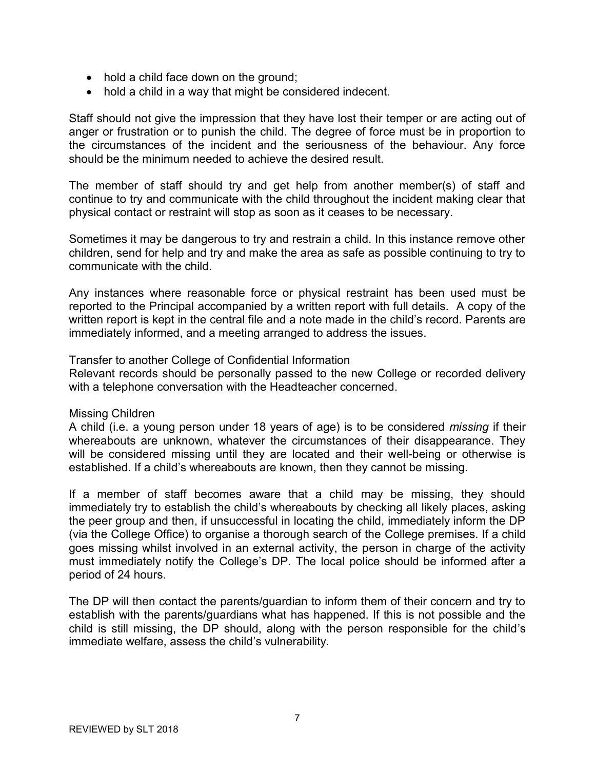- hold a child face down on the ground;
- hold a child in a way that might be considered indecent.

Staff should not give the impression that they have lost their temper or are acting out of anger or frustration or to punish the child. The degree of force must be in proportion to the circumstances of the incident and the seriousness of the behaviour. Any force should be the minimum needed to achieve the desired result.

The member of staff should try and get help from another member(s) of staff and continue to try and communicate with the child throughout the incident making clear that physical contact or restraint will stop as soon as it ceases to be necessary.

Sometimes it may be dangerous to try and restrain a child. In this instance remove other children, send for help and try and make the area as safe as possible continuing to try to communicate with the child.

Any instances where reasonable force or physical restraint has been used must be reported to the Principal accompanied by a written report with full details. A copy of the written report is kept in the central file and a note made in the child's record. Parents are immediately informed, and a meeting arranged to address the issues.

Transfer to another College of Confidential Information

Relevant records should be personally passed to the new College or recorded delivery with a telephone conversation with the Headteacher concerned.

Missing Children

A child (i.e. a young person under 18 years of age) is to be considered *missing* if their whereabouts are unknown, whatever the circumstances of their disappearance. They will be considered missing until they are located and their well-being or otherwise is established. If a child's whereabouts are known, then they cannot be missing.

If a member of staff becomes aware that a child may be missing, they should immediately try to establish the child's whereabouts by checking all likely places, asking the peer group and then, if unsuccessful in locating the child, immediately inform the DP (via the College Office) to organise a thorough search of the College premises. If a child goes missing whilst involved in an external activity, the person in charge of the activity must immediately notify the College's DP. The local police should be informed after a period of 24 hours.

The DP will then contact the parents/guardian to inform them of their concern and try to establish with the parents/guardians what has happened. If this is not possible and the child is still missing, the DP should, along with the person responsible for the child's immediate welfare, assess the child's vulnerability.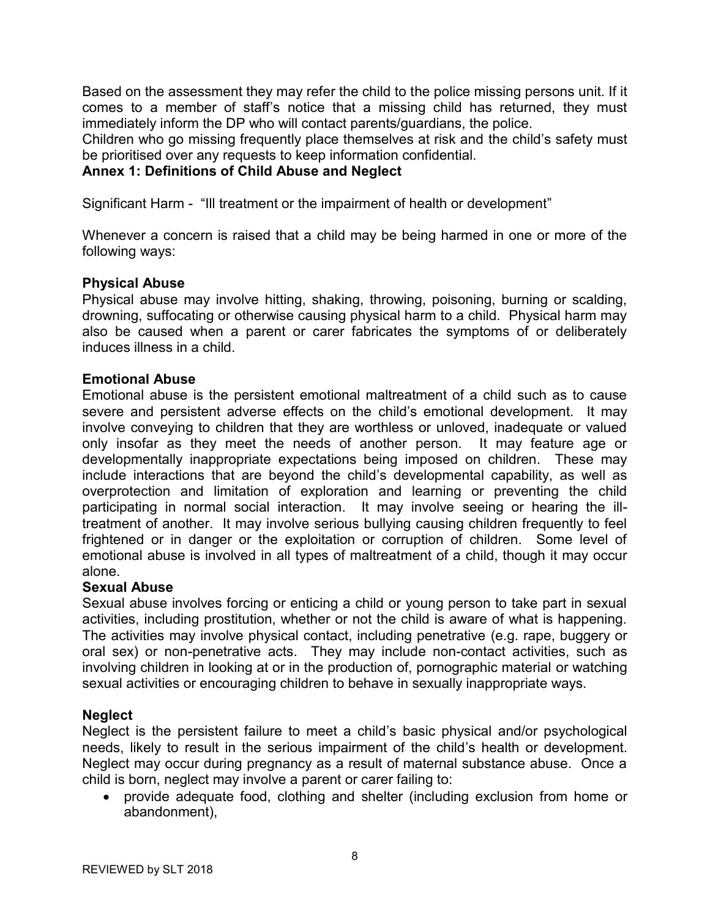Based on the assessment they may refer the child to the police missing persons unit. If it comes to a member of staff's notice that a missing child has returned, they must immediately inform the DP who will contact parents/guardians, the police.

Children who go missing frequently place themselves at risk and the child's safety must be prioritised over any requests to keep information confidential.

## Annex 1: Definitions of Child Abuse and Neglect

Significant Harm - "Ill treatment or the impairment of health or development"

Whenever a concern is raised that a child may be being harmed in one or more of the following ways:

### Physical Abuse

Physical abuse may involve hitting, shaking, throwing, poisoning, burning or scalding, drowning, suffocating or otherwise causing physical harm to a child. Physical harm may also be caused when a parent or carer fabricates the symptoms of or deliberately induces illness in a child.

### Emotional Abuse

Emotional abuse is the persistent emotional maltreatment of a child such as to cause severe and persistent adverse effects on the child's emotional development. It may involve conveying to children that they are worthless or unloved, inadequate or valued only insofar as they meet the needs of another person. It may feature age or developmentally inappropriate expectations being imposed on children. These may include interactions that are beyond the child's developmental capability, as well as overprotection and limitation of exploration and learning or preventing the child participating in normal social interaction. It may involve seeing or hearing the ill-treatment of another. It may involve serious bullying causing children frequently to feel frightened or in danger or the exploitation or corruption of children. Some level of emotional abuse is involved in all types of maltreatment of a child, though it may occur alone.

### Sexual Abuse

Sexual abuse involves forcing or enticing a child or young person to take part in sexual activities, including prostitution, whether or not the child is aware of what is happening. The activities may involve physical contact, including penetrative (e.g. rape, buggery or oral sex) or non-penetrative acts. They may include non-contact activities, such as involving children in looking at or in the production of, pornographic material or watching sexual activities or encouraging children to behave in sexually inappropriate ways.

### Neglect

Neglect is the persistent failure to meet a child's basic physical and/or psychological needs, likely to result in the serious impairment of the child's health or development. Neglect may occur during pregnancy as a result of maternal substance abuse. Once a child is born, neglect may involve a parent or carer failing to:

- provide adequate food, clothing and shelter (including exclusion from home or abandonment),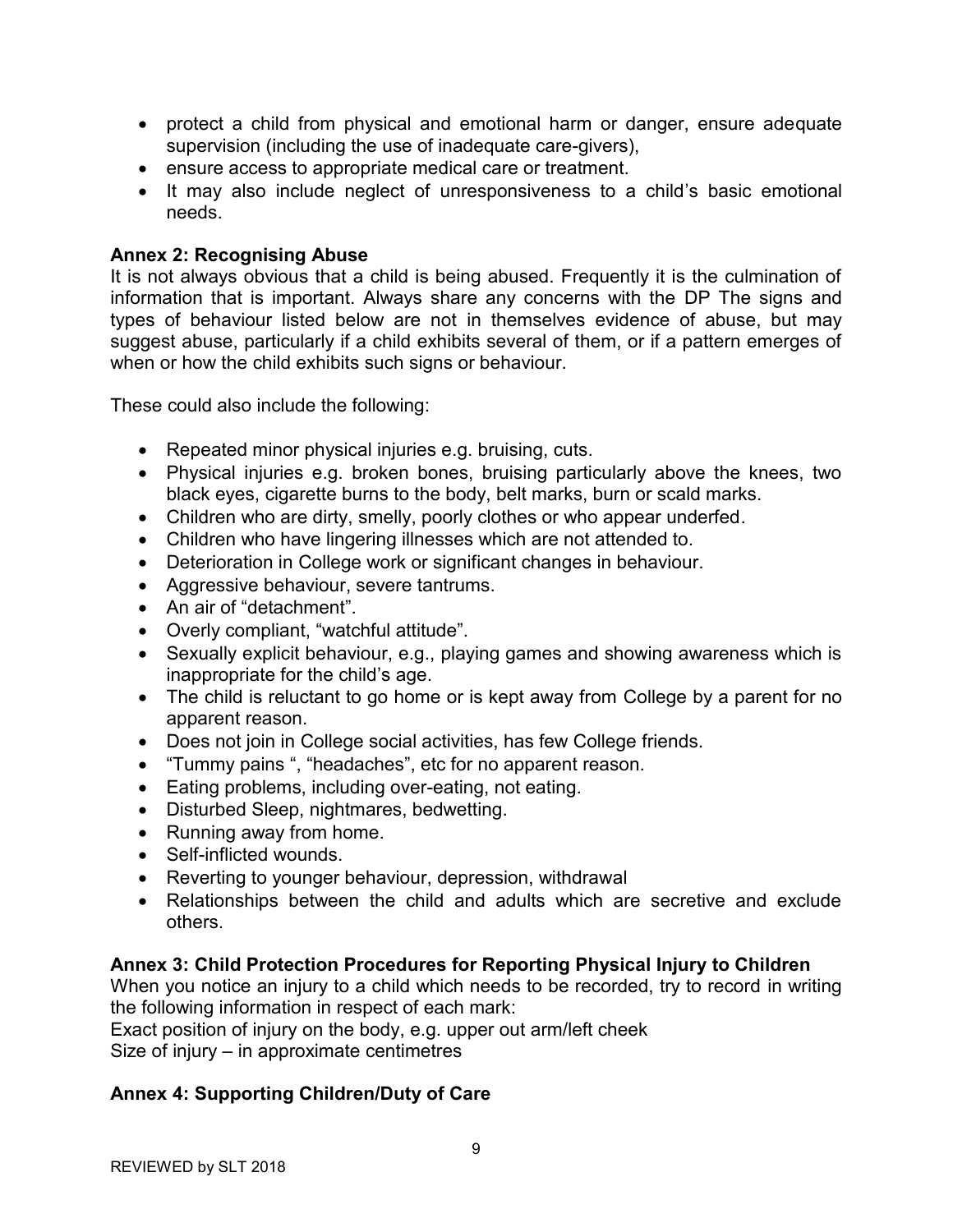- protect a child from physical and emotional harm or danger, ensure adequate supervision (including the use of inadequate care-givers),
- ensure access to appropriate medical care or treatment.
- It may also include neglect of unresponsiveness to a child's basic emotional needs.

**Annex 2: Recognising Abuse**

It is not always obvious that a child is being abused. Frequently it is the culmination of information that is important. Always share any concerns with the DP The signs and types of behaviour listed below are not in themselves evidence of abuse, but may suggest abuse, particularly if a child exhibits several of them, or if a pattern emerges of when or how the child exhibits such signs or behaviour.

These could also include the following:

- Repeated minor physical injuries e.g. bruising, cuts.
- Physical injuries e.g. broken bones, bruising particularly above the knees, two black eyes, cigarette burns to the body, belt marks, burn or scald marks.
- Children who are dirty, smelly, poorly clothes or who appear underfed.
- Children who have lingering illnesses which are not attended to.
- Deterioration in College work or significant changes in behaviour.
- Aggressive behaviour, severe tantrums.
- An air of "detachment".
- Overly compliant, "watchful attitude".
- Sexually explicit behaviour, e.g., playing games and showing awareness which is inappropriate for the child's age.
- The child is reluctant to go home or is kept away from College by a parent for no apparent reason.
- Does not join in College social activities, has few College friends.
- "Tummy pains ", "headaches", etc for no apparent reason.
- Eating problems, including over-eating, not eating.
- Disturbed Sleep, nightmares, bedwetting.
- Running away from home.
- Self-inflicted wounds.
- Reverting to younger behaviour, depression, withdrawal
- Relationships between the child and adults which are secretive and exclude others.

**Annex 3: Child Protection Procedures for Reporting Physical Injury to Children**

When you notice an injury to a child which needs to be recorded, try to record in writing the following information in respect of each mark:

Exact position of injury on the body, e.g. upper out arm/left cheek

Size of injury – in approximate centimetres

**Annex 4: Supporting Children/Duty of Care**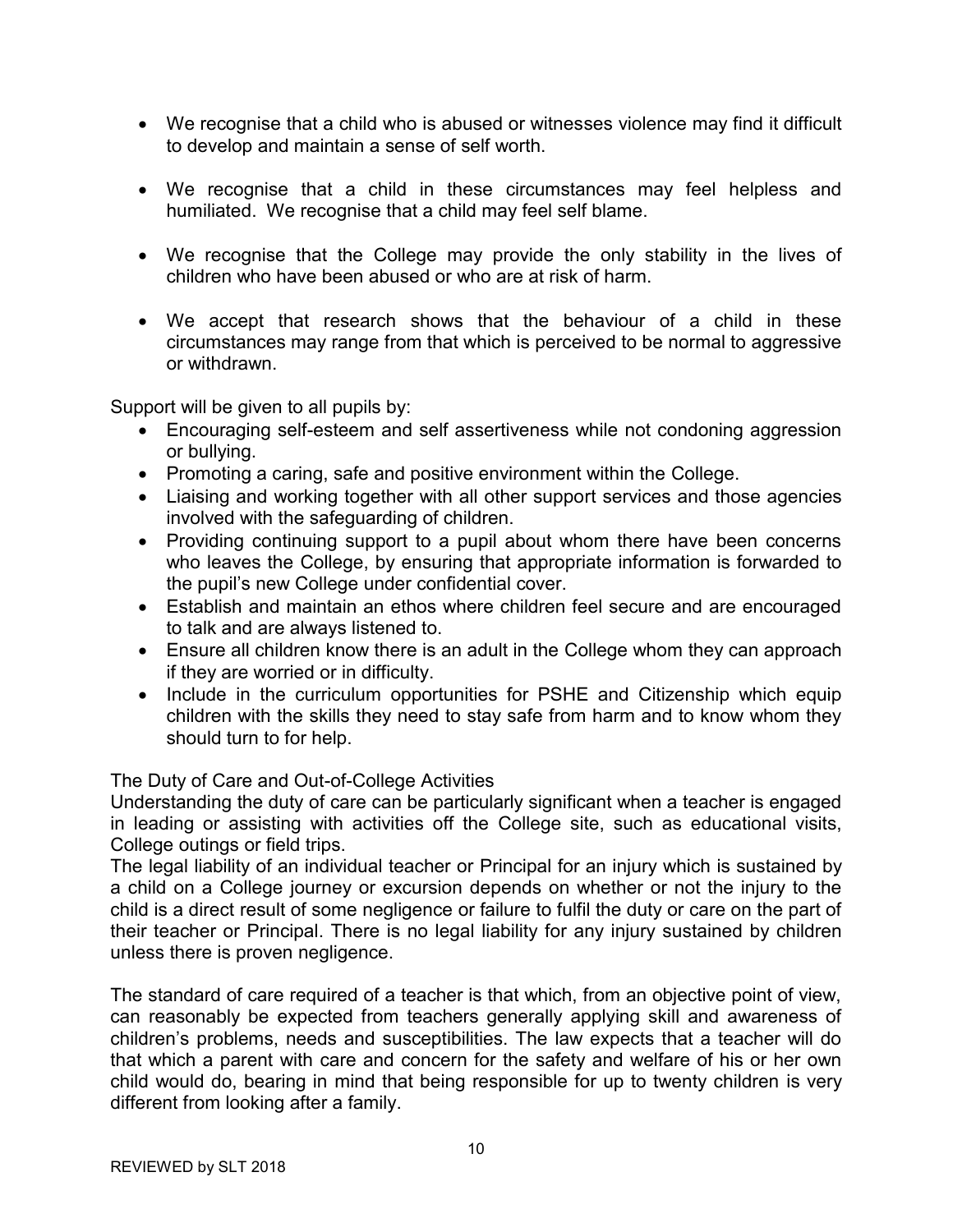- We recognise that a child who is abused or witnesses violence may find it difficult to develop and maintain a sense of self worth.

- We recognise that a child in these circumstances may feel helpless and humiliated. We recognise that a child may feel self blame.

- We recognise that the College may provide the only stability in the lives of children who have been abused or who are at risk of harm.

- We accept that research shows that the behaviour of a child in these circumstances may range from that which is perceived to be normal to aggressive or withdrawn.

Support will be given to all pupils by:

- Encouraging self-esteem and self assertiveness while not condoning aggression or bullying.
- Promoting a caring, safe and positive environment within the College.
- Liaising and working together with all other support services and those agencies involved with the safeguarding of children.
- Providing continuing support to a pupil about whom there have been concerns who leaves the College, by ensuring that appropriate information is forwarded to the pupil's new College under confidential cover.
- Establish and maintain an ethos where children feel secure and are encouraged to talk and are always listened to.
- Ensure all children know there is an adult in the College whom they can approach if they are worried or in difficulty.
- Include in the curriculum opportunities for PSHE and Citizenship which equip children with the skills they need to stay safe from harm and to know whom they should turn to for help.

The Duty of Care and Out-of-College Activities

Understanding the duty of care can be particularly significant when a teacher is engaged in leading or assisting with activities off the College site, such as educational visits, College outings or field trips.

The legal liability of an individual teacher or Principal for an injury which is sustained by a child on a College journey or excursion depends on whether or not the injury to the child is a direct result of some negligence or failure to fulfil the duty or care on the part of their teacher or Principal. There is no legal liability for any injury sustained by children unless there is proven negligence.

The standard of care required of a teacher is that which, from an objective point of view, can reasonably be expected from teachers generally applying skill and awareness of children's problems, needs and susceptibilities. The law expects that a teacher will do that which a parent with care and concern for the safety and welfare of his or her own child would do, bearing in mind that being responsible for up to twenty children is very different from looking after a family.

REVIEWED by SLT 2018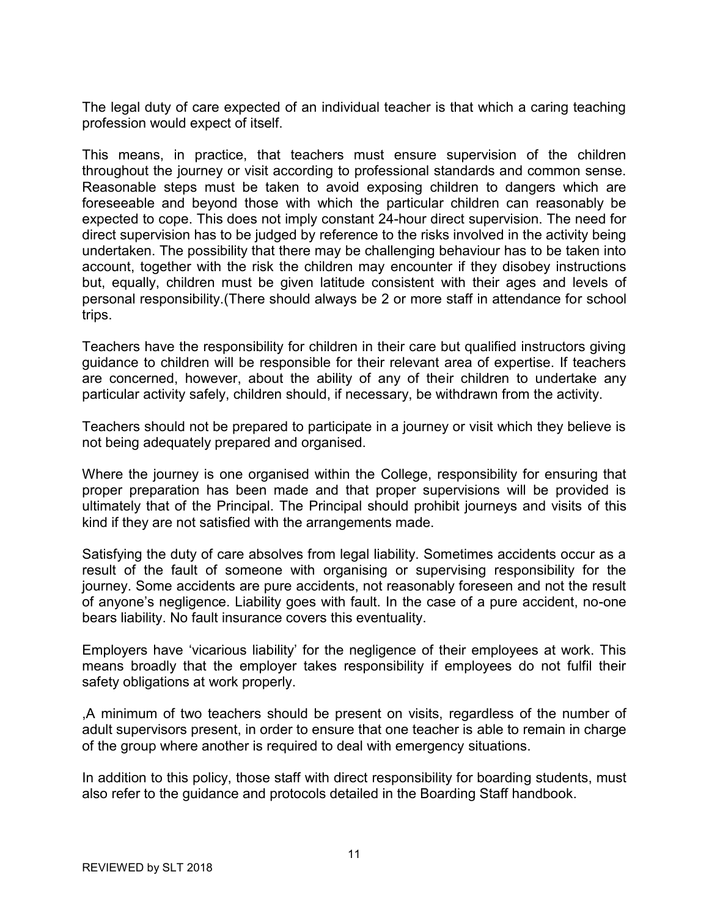The legal duty of care expected of an individual teacher is that which a caring teaching profession would expect of itself.

This means, in practice, that teachers must ensure supervision of the children throughout the journey or visit according to professional standards and common sense. Reasonable steps must be taken to avoid exposing children to dangers which are foreseeable and beyond those with which the particular children can reasonably be expected to cope. This does not imply constant 24-hour direct supervision. The need for direct supervision has to be judged by reference to the risks involved in the activity being undertaken. The possibility that there may be challenging behaviour has to be taken into account, together with the risk the children may encounter if they disobey instructions but, equally, children must be given latitude consistent with their ages and levels of personal responsibility.(There should always be 2 or more staff in attendance for school trips.

Teachers have the responsibility for children in their care but qualified instructors giving guidance to children will be responsible for their relevant area of expertise. If teachers are concerned, however, about the ability of any of their children to undertake any particular activity safely, children should, if necessary, be withdrawn from the activity.

Teachers should not be prepared to participate in a journey or visit which they believe is not being adequately prepared and organised.

Where the journey is one organised within the College, responsibility for ensuring that proper preparation has been made and that proper supervisions will be provided is ultimately that of the Principal. The Principal should prohibit journeys and visits of this kind if they are not satisfied with the arrangements made.

Satisfying the duty of care absolves from legal liability. Sometimes accidents occur as a result of the fault of someone with organising or supervising responsibility for the journey. Some accidents are pure accidents, not reasonably foreseen and not the result of anyone's negligence. Liability goes with fault. In the case of a pure accident, no-one bears liability. No fault insurance covers this eventuality.

Employers have 'vicarious liability' for the negligence of their employees at work. This means broadly that the employer takes responsibility if employees do not fulfil their safety obligations at work properly.

,A minimum of two teachers should be present on visits, regardless of the number of adult supervisors present, in order to ensure that one teacher is able to remain in charge of the group where another is required to deal with emergency situations.

In addition to this policy, those staff with direct responsibility for boarding students, must also refer to the guidance and protocols detailed in the Boarding Staff handbook.

REVIEWED by SLT 2018